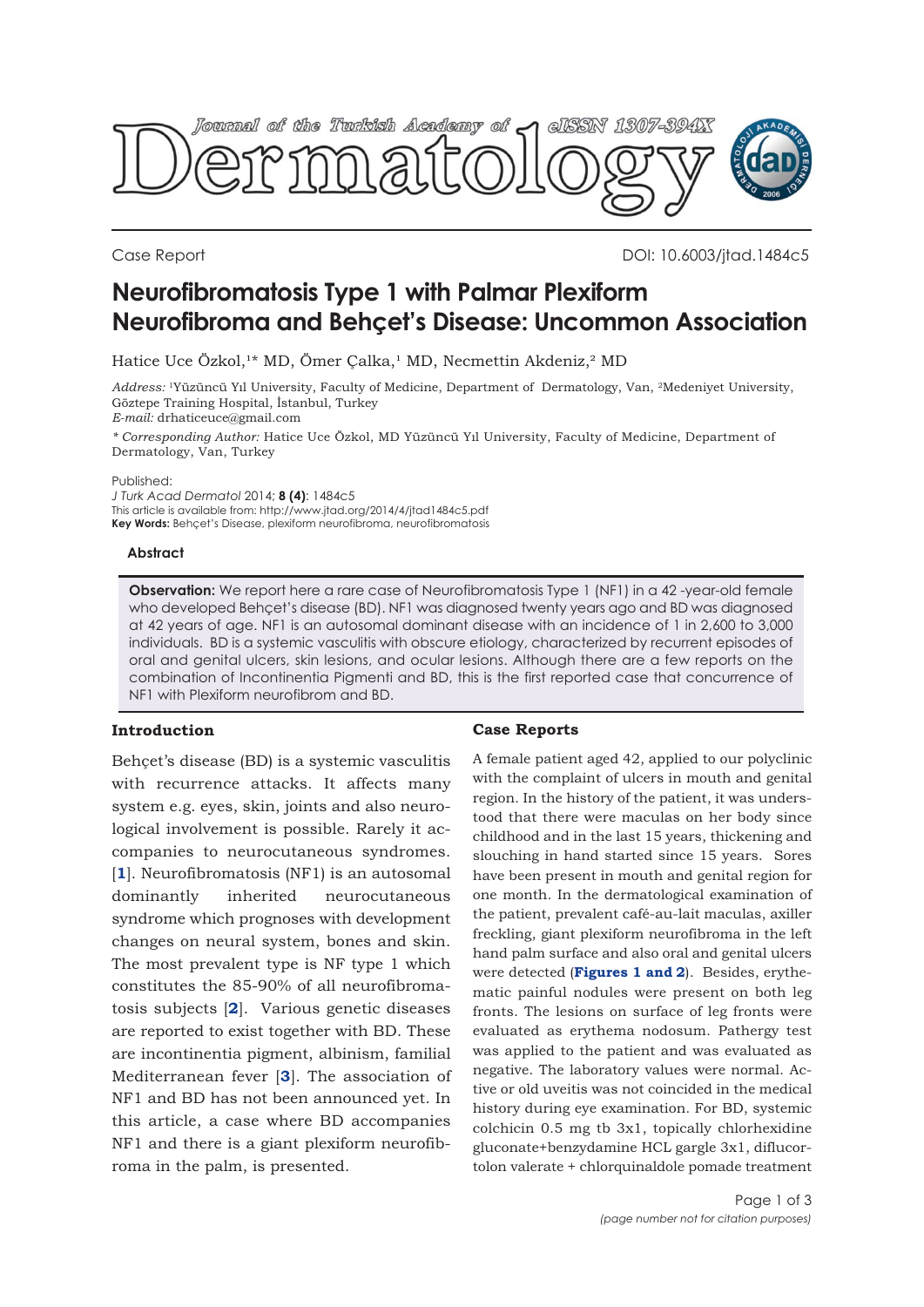Case Report

DOI: 10.6003/jtad.1484c5

# Neurofibromatosis Type 1 with Palmar Plexiform Neurofibroma and Behçet's Disease: Uncommon Association

Hatice Uce Özkol,[1]* MD, Ömer Çalka,[1] MD, Necmettin Akdeniz,[2] MD

*Address:* [1]Yüzüncü Yıl University, Faculty of Medicine, Department of Dermatology, Van, [2]Medeniyet University, Göztepe Training Hospital, İstanbul, Turkey
*E-mail:* drhaticeuce@gmail.com

*\* Corresponding Author:* Hatice Uce Özkol, MD Yüzüncü Yıl University, Faculty of Medicine, Department of Dermatology, Van, Turkey

Published:
*J Turk Acad Dermatol* 2014; **8 (4)**: 1484c5
This article is available from: http://www.jtad.org/2014/4/jtad1484c5.pdf
**Key Words:** Behçet's Disease, plexiform neurofibroma, neurofibromatosis

## Abstract

**Observation:** We report here a rare case of Neurofibromatosis Type 1 (NF1) in a 42 -year-old female who developed Behçet's disease (BD). NF1 was diagnosed twenty years ago and BD was diagnosed at 42 years of age. NF1 is an autosomal dominant disease with an incidence of 1 in 2,600 to 3,000 individuals. BD is a systemic vasculitis with obscure etiology, characterized by recurrent episodes of oral and genital ulcers, skin lesions, and ocular lesions. Although there are a few reports on the combination of Incontinentia Pigmenti and BD, this is the first reported case that concurrence of NF1 with Plexiform neurofibrom and BD.

## Introduction

Behçet's disease (BD) is a systemic vasculitis with recurrence attacks. It affects many system e.g. eyes, skin, joints and also neurological involvement is possible. Rarely it accompanies to neurocutaneous syndromes. [**1**]. Neurofibromatosis (NF1) is an autosomal dominantly inherited neurocutaneous syndrome which prognoses with development changes on neural system, bones and skin. The most prevalent type is NF type 1 which constitutes the 85-90% of all neurofibromatosis subjects [**2**]. Various genetic diseases are reported to exist together with BD. These are incontinentia pigment, albinism, familial Mediterranean fever [**3**]. The association of NF1 and BD has not been announced yet. In this article, a case where BD accompanies NF1 and there is a giant plexiform neurofibroma in the palm, is presented.

## Case Reports

A female patient aged 42, applied to our polyclinic with the complaint of ulcers in mouth and genital region. In the history of the patient, it was understood that there were maculas on her body since childhood and in the last 15 years, thickening and slouching in hand started since 15 years. Sores have been present in mouth and genital region for one month. In the dermatological examination of the patient, prevalent café-au-lait maculas, axiller freckling, giant plexiform neurofibroma in the left hand palm surface and also oral and genital ulcers were detected (**Figures 1 and 2**). Besides, erythematic painful nodules were present on both leg fronts. The lesions on surface of leg fronts were evaluated as erythema nodosum. Pathergy test was applied to the patient and was evaluated as negative. The laboratory values were normal. Active or old uveitis was not coincided in the medical history during eye examination. For BD, systemic colchicin 0.5 mg tb 3x1, topically chlorhexidine gluconate+benzydamine HCL gargle 3x1, diflucortolon valerate + chlorquinaldole pomade treatment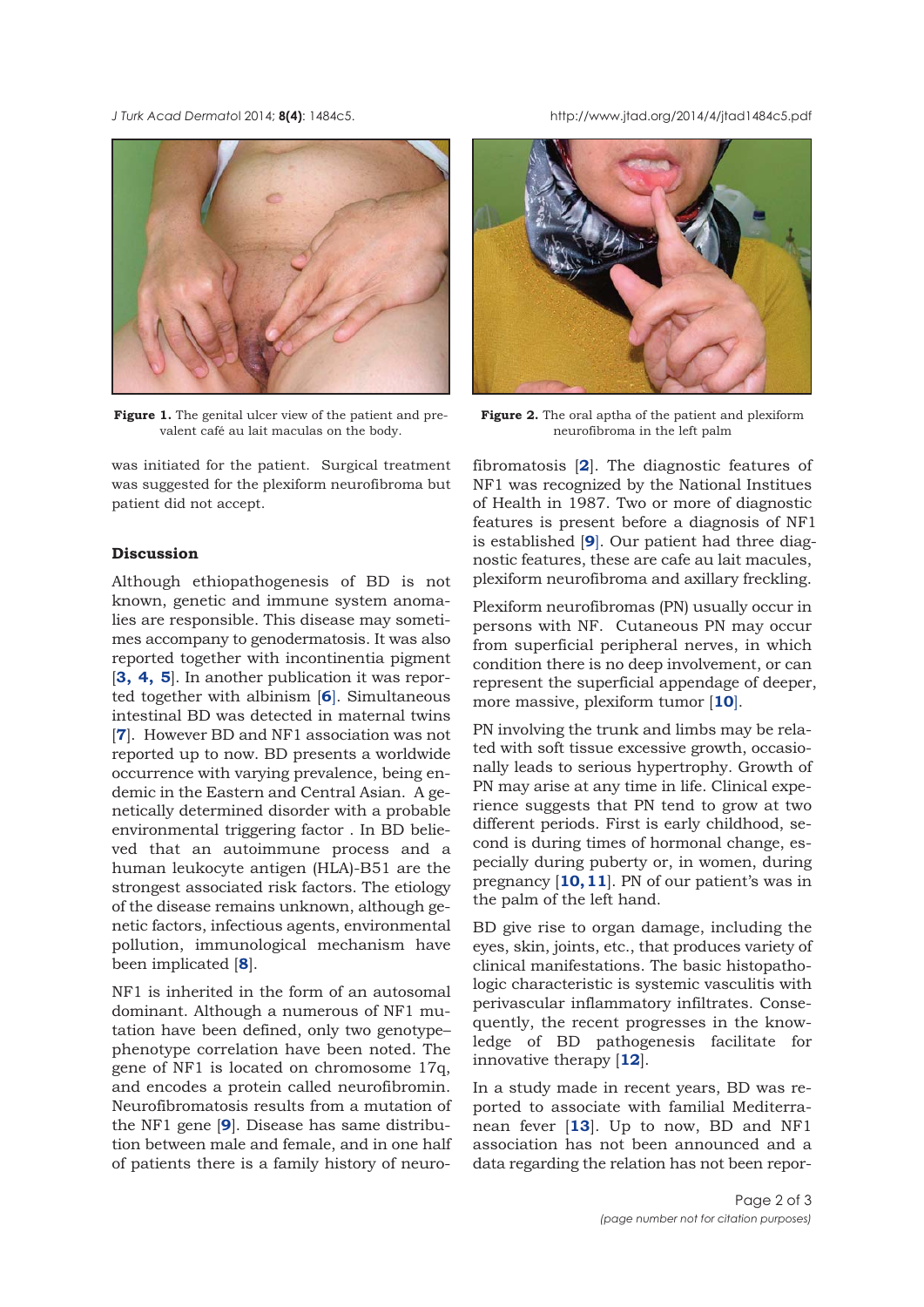**Figure 1.** The genital ulcer view of the patient and prevalent café au lait maculas on the body.

**Figure 2.** The oral aptha of the patient and plexiform neurofibroma in the left palm

was initiated for the patient. Surgical treatment was suggested for the plexiform neurofibroma but patient did not accept.

## Discussion

Although ethiopathogenesis of BD is not known, genetic and immune system anomalies are responsible. This disease may sometimes accompany to genodermatosis. It was also reported together with incontinentia pigment [3, 4, 5]. In another publication it was reported together with albinism [6]. Simultaneous intestinal BD was detected in maternal twins [7]. However BD and NF1 association was not reported up to now. BD presents a worldwide occurrence with varying prevalence, being endemic in the Eastern and Central Asian. A genetically determined disorder with a probable environmental triggering factor . In BD believed that an autoimmune process and a human leukocyte antigen (HLA)-B51 are the strongest associated risk factors. The etiology of the disease remains unknown, although genetic factors, infectious agents, environmental pollution, immunological mechanism have been implicated [8].

NF1 is inherited in the form of an autosomal dominant. Although a numerous of NF1 mutation have been defined, only two genotype–phenotype correlation have been noted. The gene of NF1 is located on chromosome 17q, and encodes a protein called neurofibromin. Neurofibromatosis results from a mutation of the NF1 gene [9]. Disease has same distribution between male and female, and in one half of patients there is a family history of neurofibromatosis [2]. The diagnostic features of NF1 was recognized by the National Institues of Health in 1987. Two or more of diagnostic features is present before a diagnosis of NF1 is established [9]. Our patient had three diagnostic features, these are cafe au lait macules, plexiform neurofibroma and axillary freckling.

Plexiform neurofibromas (PN) usually occur in persons with NF. Cutaneous PN may occur from superficial peripheral nerves, in which condition there is no deep involvement, or can represent the superficial appendage of deeper, more massive, plexiform tumor [10].

PN involving the trunk and limbs may be related with soft tissue excessive growth, occasionally leads to serious hypertrophy. Growth of PN may arise at any time in life. Clinical experience suggests that PN tend to grow at two different periods. First is early childhood, second is during times of hormonal change, especially during puberty or, in women, during pregnancy [10, 11]. PN of our patient's was in the palm of the left hand.

BD give rise to organ damage, including the eyes, skin, joints, etc., that produces variety of clinical manifestations. The basic histopathologic characteristic is systemic vasculitis with perivascular inflammatory infiltrates. Consequently, the recent progresses in the knowledge of BD pathogenesis facilitate for innovative therapy [12].

In a study made in recent years, BD was reported to associate with familial Mediterranean fever [13]. Up to now, BD and NF1 association has not been announced and a data regarding the relation has not been repor-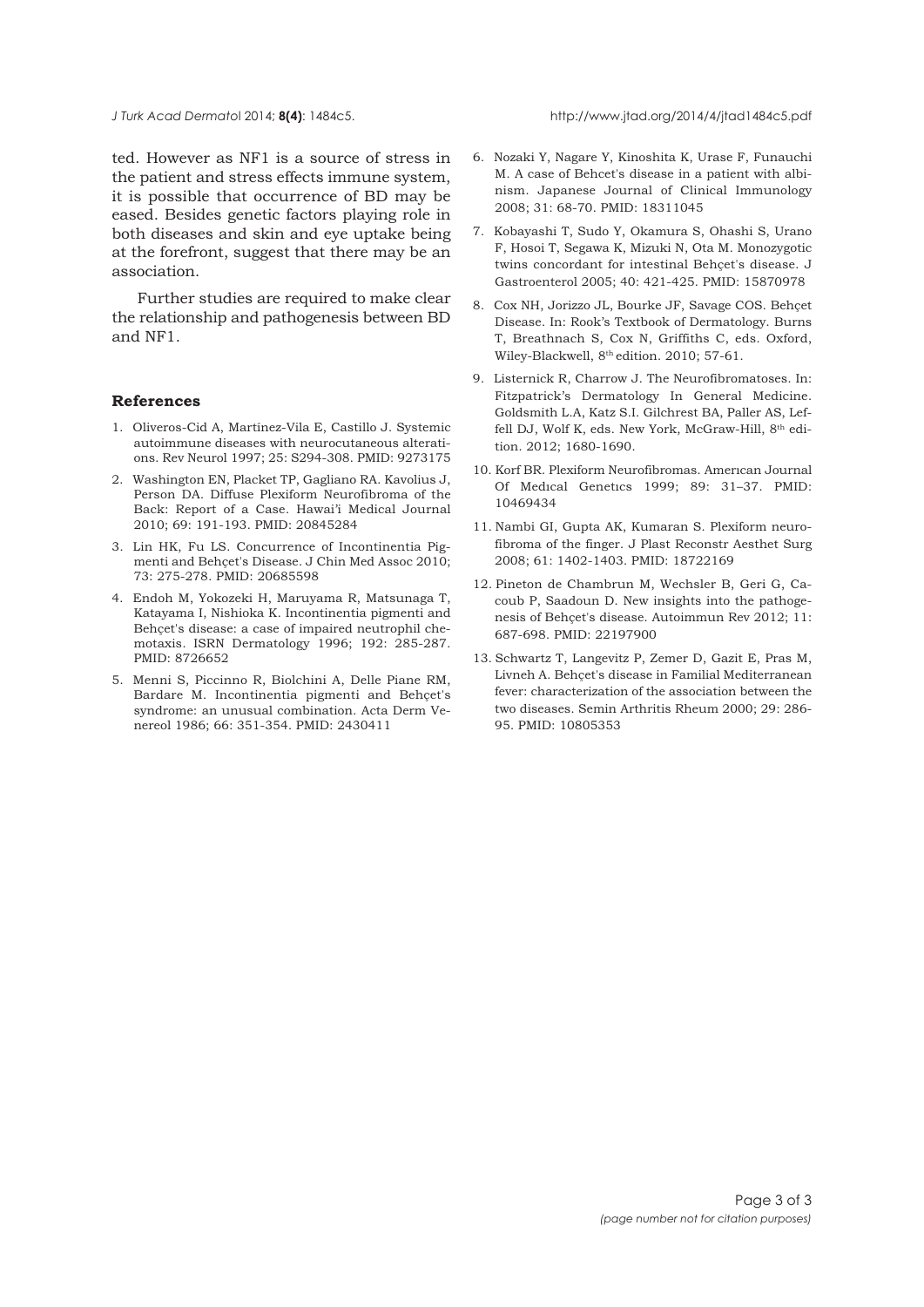ted. However as NF1 is a source of stress in the patient and stress effects immune system, it is possible that occurrence of BD may be eased. Besides genetic factors playing role in both diseases and skin and eye uptake being at the forefront, suggest that there may be an association.

Further studies are required to make clear the relationship and pathogenesis between BD and NF1.

## References

1. Oliveros-Cid A, Martínez-Vila E, Castillo J. Systemic autoimmune diseases with neurocutaneous alterations. Rev Neurol 1997; 25: S294-308. PMID: 9273175
2. Washington EN, Placket TP, Gagliano RA. Kavolius J, Person DA. Diffuse Plexiform Neurofibroma of the Back: Report of a Case. Hawai'i Medical Journal 2010; 69: 191-193. PMID: 20845284
3. Lin HK, Fu LS. Concurrence of Incontinentia Pigmenti and Behçet's Disease. J Chin Med Assoc 2010; 73: 275-278. PMID: 20685598
4. Endoh M, Yokozeki H, Maruyama R, Matsunaga T, Katayama I, Nishioka K. Incontinentia pigmenti and Behçet's disease: a case of impaired neutrophil chemotaxis. ISRN Dermatology 1996; 192: 285-287. PMID: 8726652
5. Menni S, Piccinno R, Biolchini A, Delle Piane RM, Bardare M. Incontinentia pigmenti and Behçet's syndrome: an unusual combination. Acta Derm Venereol 1986; 66: 351-354. PMID: 2430411
6. Nozaki Y, Nagare Y, Kinoshita K, Urase F, Funauchi M. A case of Behcet's disease in a patient with albinism. Japanese Journal of Clinical Immunology 2008; 31: 68-70. PMID: 18311045
7. Kobayashi T, Sudo Y, Okamura S, Ohashi S, Urano F, Hosoi T, Segawa K, Mizuki N, Ota M. Monozygotic twins concordant for intestinal Behçet's disease. J Gastroenterol 2005; 40: 421-425. PMID: 15870978
8. Cox NH, Jorizzo JL, Bourke JF, Savage COS. Behçet Disease. In: Rook's Textbook of Dermatology. Burns T, Breathnach S, Cox N, Griffiths C, eds. Oxford, Wiley-Blackwell, 8th edition. 2010; 57-61.
9. Listernick R, Charrow J. The Neurofibromatoses. In: Fitzpatrick's Dermatology In General Medicine. Goldsmith L.A, Katz S.I. Gilchrest BA, Paller AS, Leffell DJ, Wolf K, eds. New York, McGraw-Hill, 8th edition. 2012; 1680-1690.
10. Korf BR. Plexiform Neurofibromas. Amerıcan Journal Of Medıcal Genetıcs 1999; 89: 31–37. PMID: 10469434
11. Nambi GI, Gupta AK, Kumaran S. Plexiform neurofibroma of the finger. J Plast Reconstr Aesthet Surg 2008; 61: 1402-1403. PMID: 18722169
12. Pineton de Chambrun M, Wechsler B, Geri G, Cacoub P, Saadoun D. New insights into the pathogenesis of Behçet's disease. Autoimmun Rev 2012; 11: 687-698. PMID: 22197900
13. Schwartz T, Langevitz P, Zemer D, Gazit E, Pras M, Livneh A. Behçet's disease in Familial Mediterranean fever: characterization of the association between the two diseases. Semin Arthritis Rheum 2000; 29: 286-95. PMID: 10805353